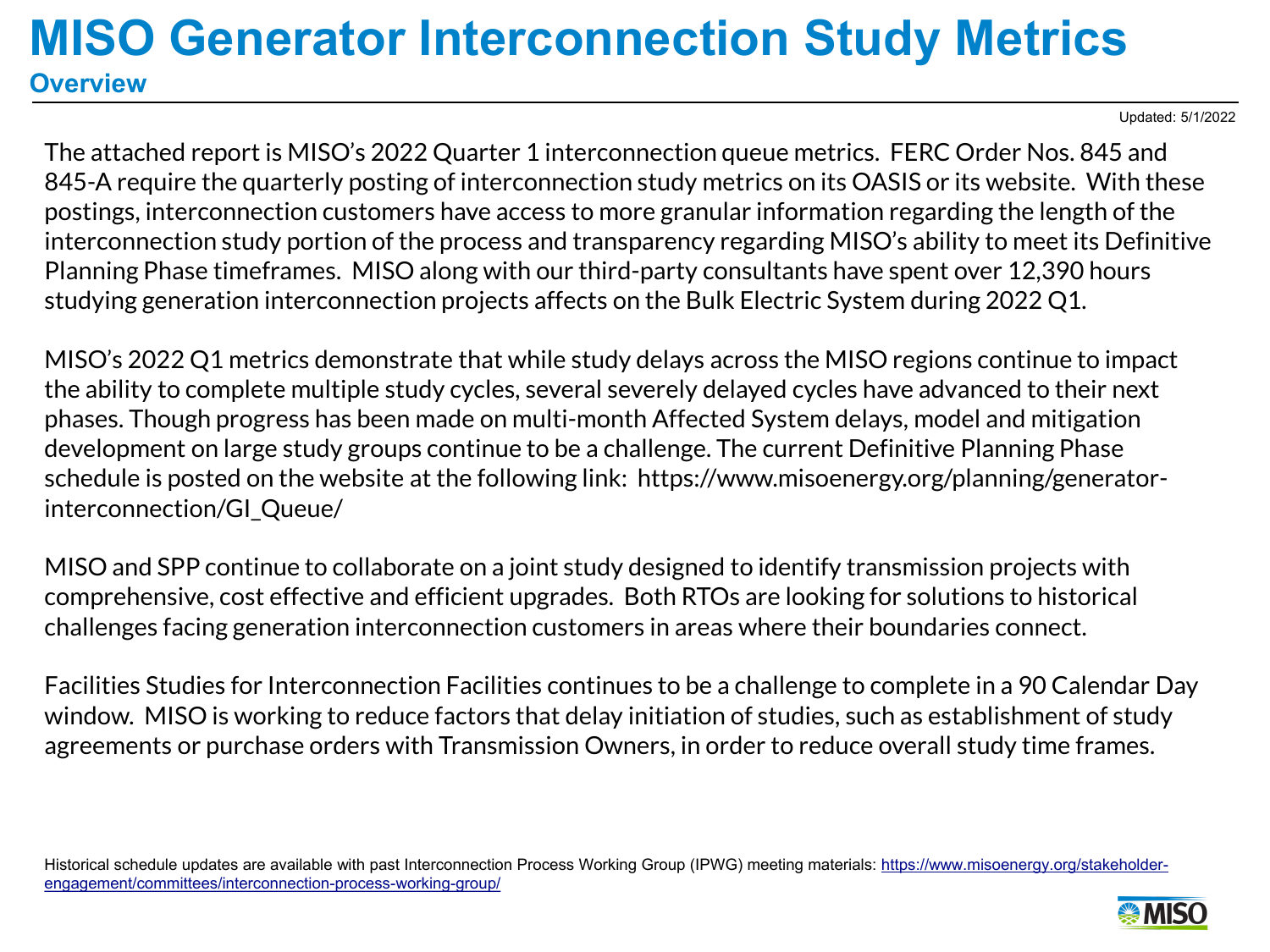# MISO Generator Interconnection Study Metrics

## Overview

Updated: 5/1/2022

The attached report is MISO's 2022 Quarter 1 interconnection queue metrics. FERC Order Nos. 845 and 845-A require the quarterly posting of interconnection study metrics on its OASIS or its website. With these postings, interconnection customers have access to more granular information regarding the length of the interconnection study portion of the process and transparency regarding MISO's ability to meet its Definitive Planning Phase timeframes. MISO along with our third-party consultants have spent over 12,390 hours studying generation interconnection projects affects on the Bulk Electric System during 2022 Q1.

MISO's 2022 Q1 metrics demonstrate that while study delays across the MISO regions continue to impact the ability to complete multiple study cycles, several severely delayed cycles have advanced to their next phases. Though progress has been made on multi-month Affected System delays, model and mitigation development on large study groups continue to be a challenge. The current Definitive Planning Phase schedule is posted on the website at the following link: https://www.misoenergy.org/planning/generator-interconnection/GI_Queue/

MISO and SPP continue to collaborate on a joint study designed to identify transmission projects with comprehensive, cost effective and efficient upgrades. Both RTOs are looking for solutions to historical challenges facing generation interconnection customers in areas where their boundaries connect.

Facilities Studies for Interconnection Facilities continues to be a challenge to complete in a 90 Calendar Day window. MISO is working to reduce factors that delay initiation of studies, such as establishment of study agreements or purchase orders with Transmission Owners, in order to reduce overall study time frames.

Historical schedule updates are available with past Interconnection Process Working Group (IPWG) meeting materials: https://www.misoenergy.org/stakeholder-engagement/committees/interconnection-process-working-group/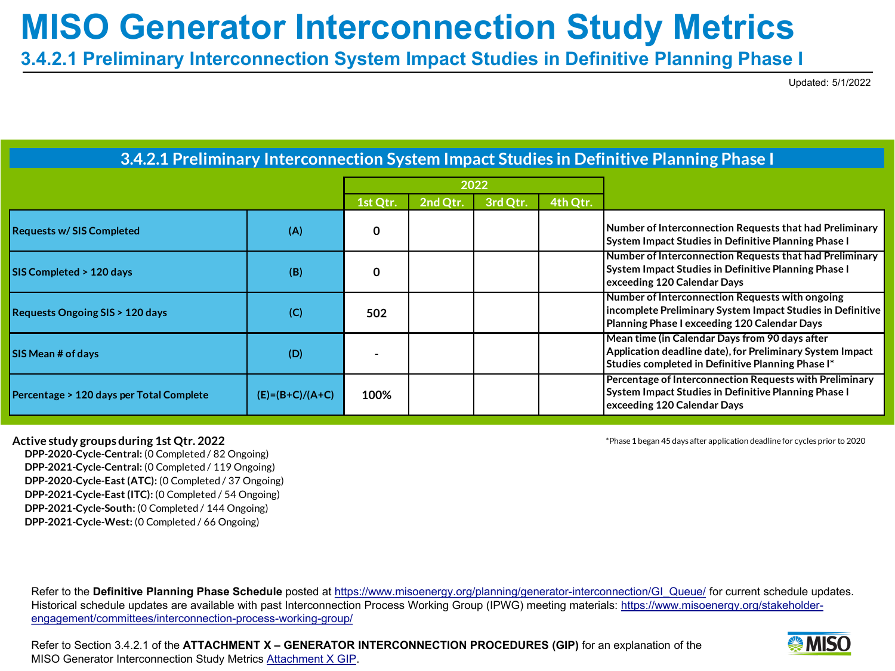# MISO Generator Interconnection Study Metrics

## 3.4.2.1 Preliminary Interconnection System Impact Studies in Definitive Planning Phase I

Updated: 5/1/2022

### 3.4.2.1 Preliminary Interconnection System Impact Studies in Definitive Planning Phase I

| | | 2022 | | | | |
|---|---|---|---|---|---|---|
| | | 1st Qtr. | 2nd Qtr. | 3rd Qtr. | 4th Qtr. | |
| Requests w/ SIS Completed | (A) | 0 | | | | Number of Interconnection Requests that had Preliminary System Impact Studies in Definitive Planning Phase I |
| SIS Completed > 120 days | (B) | 0 | | | | Number of Interconnection Requests that had Preliminary System Impact Studies in Definitive Planning Phase I exceeding 120 Calendar Days |
| Requests Ongoing SIS > 120 days | (C) | 502 | | | | Number of Interconnection Requests with ongoing incomplete Preliminary System Impact Studies in Definitive Planning Phase I exceeding 120 Calendar Days |
| SIS Mean # of days | (D) | - | | | | Mean time (in Calendar Days from 90 days after Application deadline date), for Preliminary System Impact Studies completed in Definitive Planning Phase I* |
| Percentage > 120 days per Total Complete | (E)=(B+C)/(A+C) | 100% | | | | Percentage of Interconnection Requests with Preliminary System Impact Studies in Definitive Planning Phase I exceeding 120 Calendar Days |

**Active study groups during 1st Qtr. 2022**

- **DPP-2020-Cycle-Central:** (0 Completed / 82 Ongoing)
- **DPP-2021-Cycle-Central:** (0 Completed / 119 Ongoing)
- **DPP-2020-Cycle-East (ATC):** (0 Completed / 37 Ongoing)
- **DPP-2021-Cycle-East (ITC):** (0 Completed / 54 Ongoing)
- **DPP-2021-Cycle-South:** (0 Completed / 144 Ongoing)
- **DPP-2021-Cycle-West:** (0 Completed / 66 Ongoing)

*Phase 1 began 45 days after application deadline for cycles prior to 2020

Refer to the **Definitive Planning Phase Schedule** posted at https://www.misoenergy.org/planning/generator-interconnection/GI_Queue/ for current schedule updates. Historical schedule updates are available with past Interconnection Process Working Group (IPWG) meeting materials: https://www.misoenergy.org/stakeholder-engagement/committees/interconnection-process-working-group/

Refer to Section 3.4.2.1 of the **ATTACHMENT X – GENERATOR INTERCONNECTION PROCEDURES (GIP)** for an explanation of the MISO Generator Interconnection Study Metrics Attachment X GIP.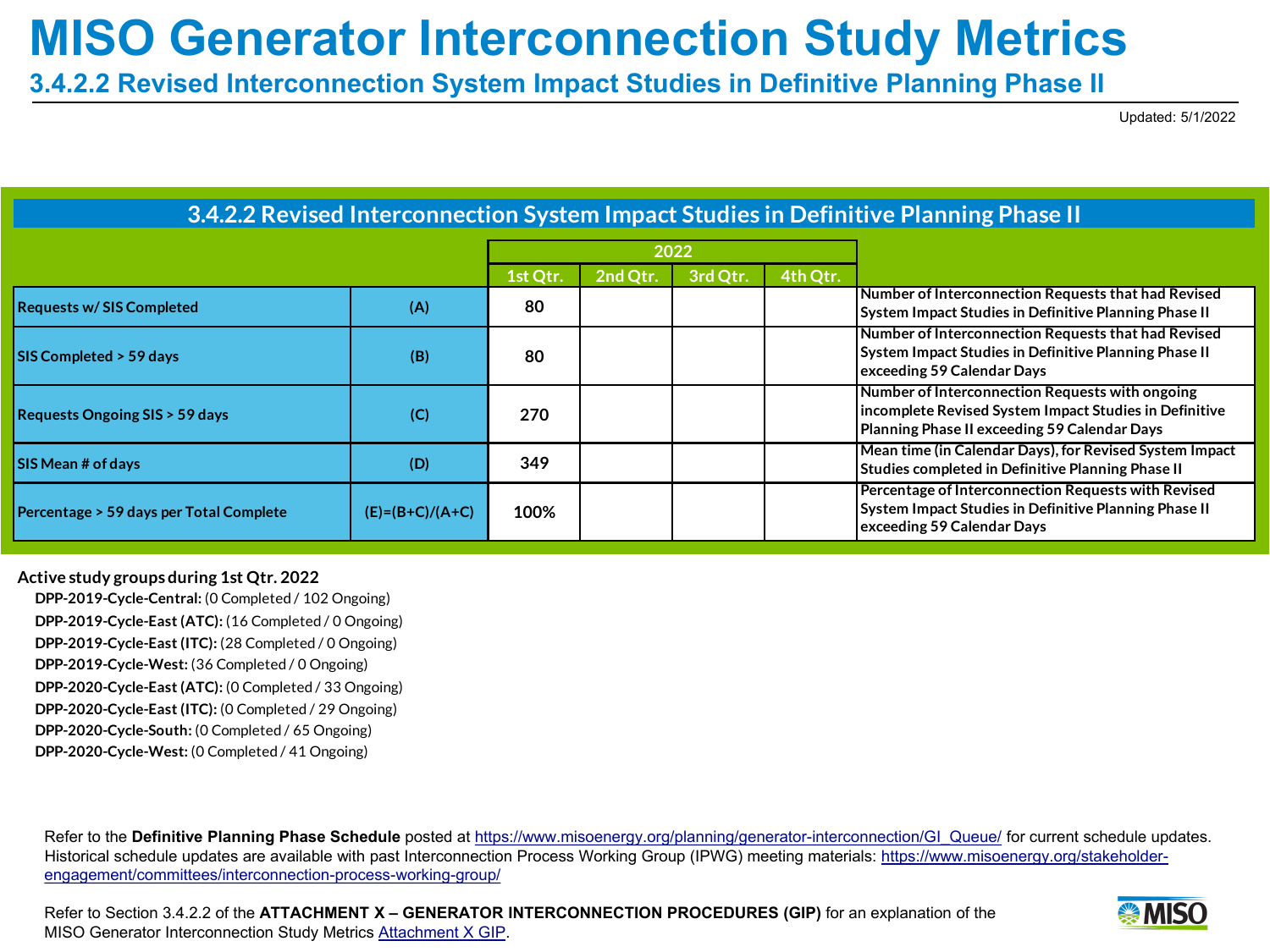# MISO Generator Interconnection Study Metrics

## 3.4.2.2 Revised Interconnection System Impact Studies in Definitive Planning Phase II

Updated: 5/1/2022

### 3.4.2.2 Revised Interconnection System Impact Studies in Definitive Planning Phase II

| | | 2022 | | | | |
|---|---|---|---|---|---|---|
| | | 1st Qtr. | 2nd Qtr. | 3rd Qtr. | 4th Qtr. | |
| Requests w/ SIS Completed | (A) | 80 | | | | Number of Interconnection Requests that had Revised System Impact Studies in Definitive Planning Phase II |
| SIS Completed > 59 days | (B) | 80 | | | | Number of Interconnection Requests that had Revised System Impact Studies in Definitive Planning Phase II exceeding 59 Calendar Days |
| Requests Ongoing SIS > 59 days | (C) | 270 | | | | Number of Interconnection Requests with ongoing incomplete Revised System Impact Studies in Definitive Planning Phase II exceeding 59 Calendar Days |
| SIS Mean # of days | (D) | 349 | | | | Mean time (in Calendar Days), for Revised System Impact Studies completed in Definitive Planning Phase II |
| Percentage > 59 days per Total Complete | (E)=(B+C)/(A+C) | 100% | | | | Percentage of Interconnection Requests with Revised System Impact Studies in Definitive Planning Phase II exceeding 59 Calendar Days |

**Active study groups during 1st Qtr. 2022**

- **DPP-2019-Cycle-Central:** (0 Completed / 102 Ongoing)
- **DPP-2019-Cycle-East (ATC):** (16 Completed / 0 Ongoing)
- **DPP-2019-Cycle-East (ITC):** (28 Completed / 0 Ongoing)
- **DPP-2019-Cycle-West:** (36 Completed / 0 Ongoing)
- **DPP-2020-Cycle-East (ATC):** (0 Completed / 33 Ongoing)
- **DPP-2020-Cycle-East (ITC):** (0 Completed / 29 Ongoing)
- **DPP-2020-Cycle-South:** (0 Completed / 65 Ongoing)
- **DPP-2020-Cycle-West:** (0 Completed / 41 Ongoing)

Refer to the **Definitive Planning Phase Schedule** posted at https://www.misoenergy.org/planning/generator-interconnection/GI_Queue/ for current schedule updates. Historical schedule updates are available with past Interconnection Process Working Group (IPWG) meeting materials: https://www.misoenergy.org/stakeholder-engagement/committees/interconnection-process-working-group/

Refer to Section 3.4.2.2 of the **ATTACHMENT X – GENERATOR INTERCONNECTION PROCEDURES (GIP)** for an explanation of the MISO Generator Interconnection Study Metrics Attachment X GIP.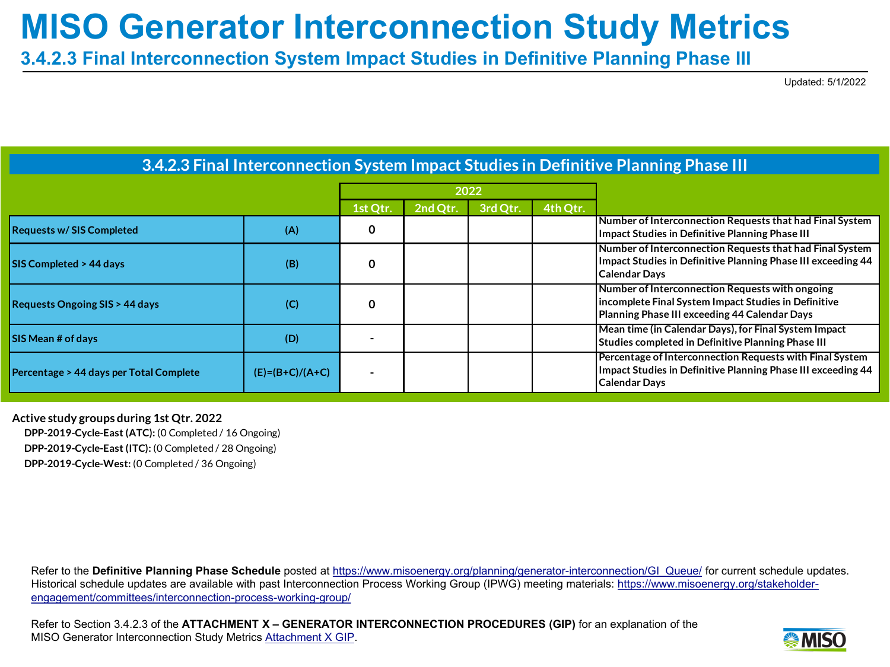# MISO Generator Interconnection Study Metrics

## 3.4.2.3 Final Interconnection System Impact Studies in Definitive Planning Phase III

Updated: 5/1/2022

### 3.4.2.3 Final Interconnection System Impact Studies in Definitive Planning Phase III

| | | 2022 | | | | |
|---|---|---|---|---|---|---|
| | | 1st Qtr. | 2nd Qtr. | 3rd Qtr. | 4th Qtr. | |
| **Requests w/ SIS Completed** | **(A)** | 0 | | | | **Number of Interconnection Requests that had Final System Impact Studies in Definitive Planning Phase III** |
| **SIS Completed > 44 days** | **(B)** | 0 | | | | **Number of Interconnection Requests that had Final System Impact Studies in Definitive Planning Phase III exceeding 44 Calendar Days** |
| **Requests Ongoing SIS > 44 days** | **(C)** | 0 | | | | **Number of Interconnection Requests with ongoing incomplete Final System Impact Studies in Definitive Planning Phase III exceeding 44 Calendar Days** |
| **SIS Mean # of days** | **(D)** | - | | | | **Mean time (in Calendar Days), for Final System Impact Studies completed in Definitive Planning Phase III** |
| **Percentage > 44 days per Total Complete** | **(E)=(B+C)/(A+C)** | - | | | | **Percentage of Interconnection Requests with Final System Impact Studies in Definitive Planning Phase III exceeding 44 Calendar Days** |

**Active study groups during 1st Qtr. 2022**

**DPP-2019-Cycle-East (ATC):** (0 Completed / 16 Ongoing)
**DPP-2019-Cycle-East (ITC):** (0 Completed / 28 Ongoing)
**DPP-2019-Cycle-West:** (0 Completed / 36 Ongoing)

Refer to the **Definitive Planning Phase Schedule** posted at https://www.misoenergy.org/planning/generator-interconnection/GI_Queue/ for current schedule updates. Historical schedule updates are available with past Interconnection Process Working Group (IPWG) meeting materials: https://www.misoenergy.org/stakeholder-engagement/committees/interconnection-process-working-group/

Refer to Section 3.4.2.3 of the **ATTACHMENT X – GENERATOR INTERCONNECTION PROCEDURES (GIP)** for an explanation of the MISO Generator Interconnection Study Metrics Attachment X GIP.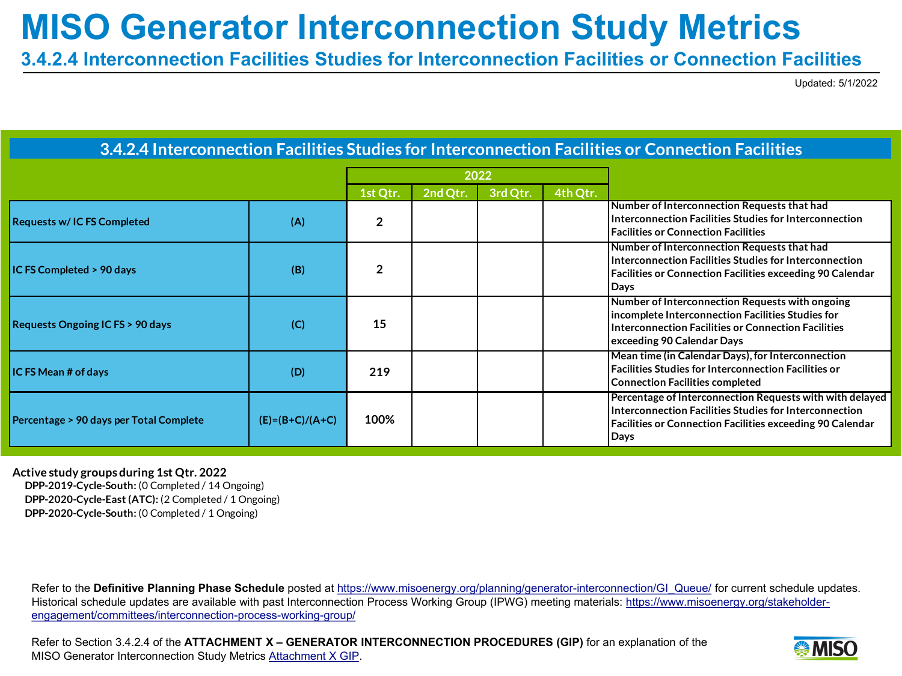# MISO Generator Interconnection Study Metrics

## 3.4.2.4 Interconnection Facilities Studies for Interconnection Facilities or Connection Facilities

Updated: 5/1/2022

### 3.4.2.4 Interconnection Facilities Studies for Interconnection Facilities or Connection Facilities

| | | 2022 | | | | |
|---|---|---|---|---|---|---|
| | | 1st Qtr. | 2nd Qtr. | 3rd Qtr. | 4th Qtr. | |
| Requests w/ IC FS Completed | (A) | 2 | | | | Number of Interconnection Requests that had Interconnection Facilities Studies for Interconnection Facilities or Connection Facilities |
| IC FS Completed > 90 days | (B) | 2 | | | | Number of Interconnection Requests that had Interconnection Facilities Studies for Interconnection Facilities or Connection Facilities exceeding 90 Calendar Days |
| Requests Ongoing IC FS > 90 days | (C) | 15 | | | | Number of Interconnection Requests with ongoing incomplete Interconnection Facilities Studies for Interconnection Facilities or Connection Facilities exceeding 90 Calendar Days |
| IC FS Mean # of days | (D) | 219 | | | | Mean time (in Calendar Days), for Interconnection Facilities Studies for Interconnection Facilities or Connection Facilities completed |
| Percentage > 90 days per Total Complete | (E)=(B+C)/(A+C) | 100% | | | | Percentage of Interconnection Requests with with delayed Interconnection Facilities Studies for Interconnection Facilities or Connection Facilities exceeding 90 Calendar Days |

**Active study groups during 1st Qtr. 2022**

- **DPP-2019-Cycle-South:** (0 Completed / 14 Ongoing)
- **DPP-2020-Cycle-East (ATC):** (2 Completed / 1 Ongoing)
- **DPP-2020-Cycle-South:** (0 Completed / 1 Ongoing)

Refer to the **Definitive Planning Phase Schedule** posted at https://www.misoenergy.org/planning/generator-interconnection/GI_Queue/ for current schedule updates. Historical schedule updates are available with past Interconnection Process Working Group (IPWG) meeting materials: https://www.misoenergy.org/stakeholder-engagement/committees/interconnection-process-working-group/

Refer to Section 3.4.2.4 of the **ATTACHMENT X – GENERATOR INTERCONNECTION PROCEDURES (GIP)** for an explanation of the MISO Generator Interconnection Study Metrics Attachment X GIP.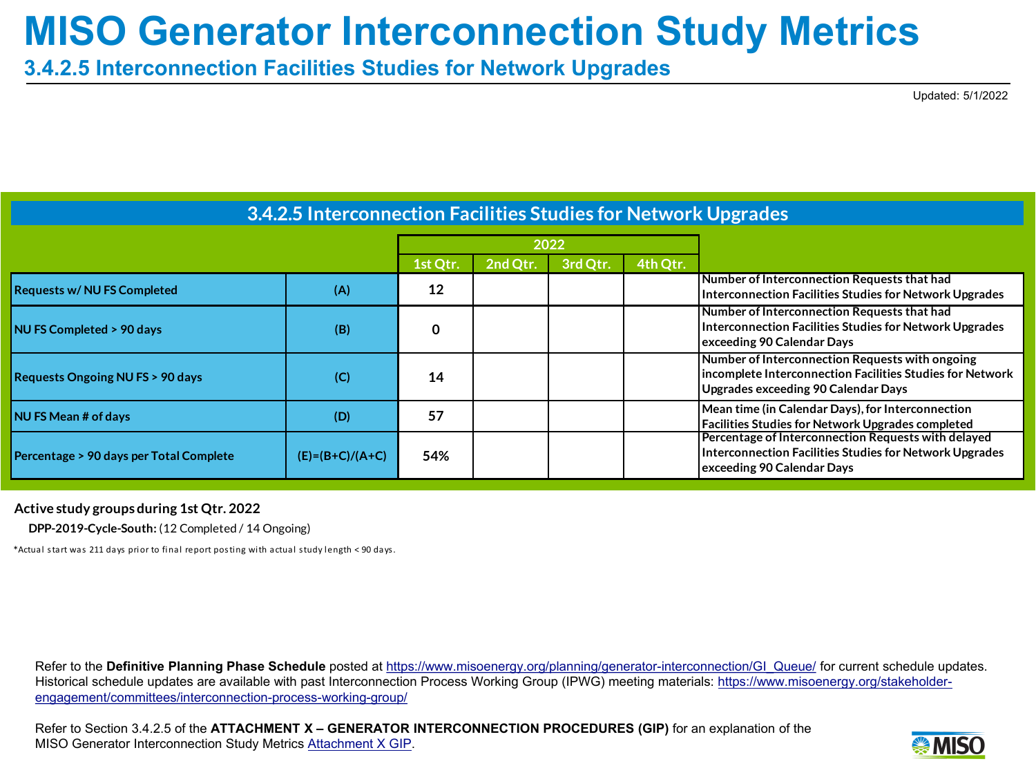# MISO Generator Interconnection Study Metrics

## 3.4.2.5 Interconnection Facilities Studies for Network Upgrades

Updated: 5/1/2022

### 3.4.2.5 Interconnection Facilities Studies for Network Upgrades

| | | 2022 | | | | |
|---|---|---|---|---|---|---|
| | | 1st Qtr. | 2nd Qtr. | 3rd Qtr. | 4th Qtr. | |
| Requests w/ NU FS Completed | (A) | 12 | | | | Number of Interconnection Requests that had Interconnection Facilities Studies for Network Upgrades |
| NU FS Completed > 90 days | (B) | 0 | | | | Number of Interconnection Requests that had Interconnection Facilities Studies for Network Upgrades exceeding 90 Calendar Days |
| Requests Ongoing NU FS > 90 days | (C) | 14 | | | | Number of Interconnection Requests with ongoing incomplete Interconnection Facilities Studies for Network Upgrades exceeding 90 Calendar Days |
| NU FS Mean # of days | (D) | 57 | | | | Mean time (in Calendar Days), for Interconnection Facilities Studies for Network Upgrades completed |
| Percentage > 90 days per Total Complete | (E)=(B+C)/(A+C) | 54% | | | | Percentage of Interconnection Requests with delayed Interconnection Facilities Studies for Network Upgrades exceeding 90 Calendar Days |

**Active study groups during 1st Qtr. 2022**

**DPP-2019-Cycle-South:** (12 Completed / 14 Ongoing)

*Actual start was 211 days prior to final report posting with actual study length < 90 days.

Refer to the **Definitive Planning Phase Schedule** posted at https://www.misoenergy.org/planning/generator-interconnection/GI_Queue/ for current schedule updates. Historical schedule updates are available with past Interconnection Process Working Group (IPWG) meeting materials: https://www.misoenergy.org/stakeholder-engagement/committees/interconnection-process-working-group/

Refer to Section 3.4.2.5 of the **ATTACHMENT X – GENERATOR INTERCONNECTION PROCEDURES (GIP)** for an explanation of the MISO Generator Interconnection Study Metrics Attachment X GIP.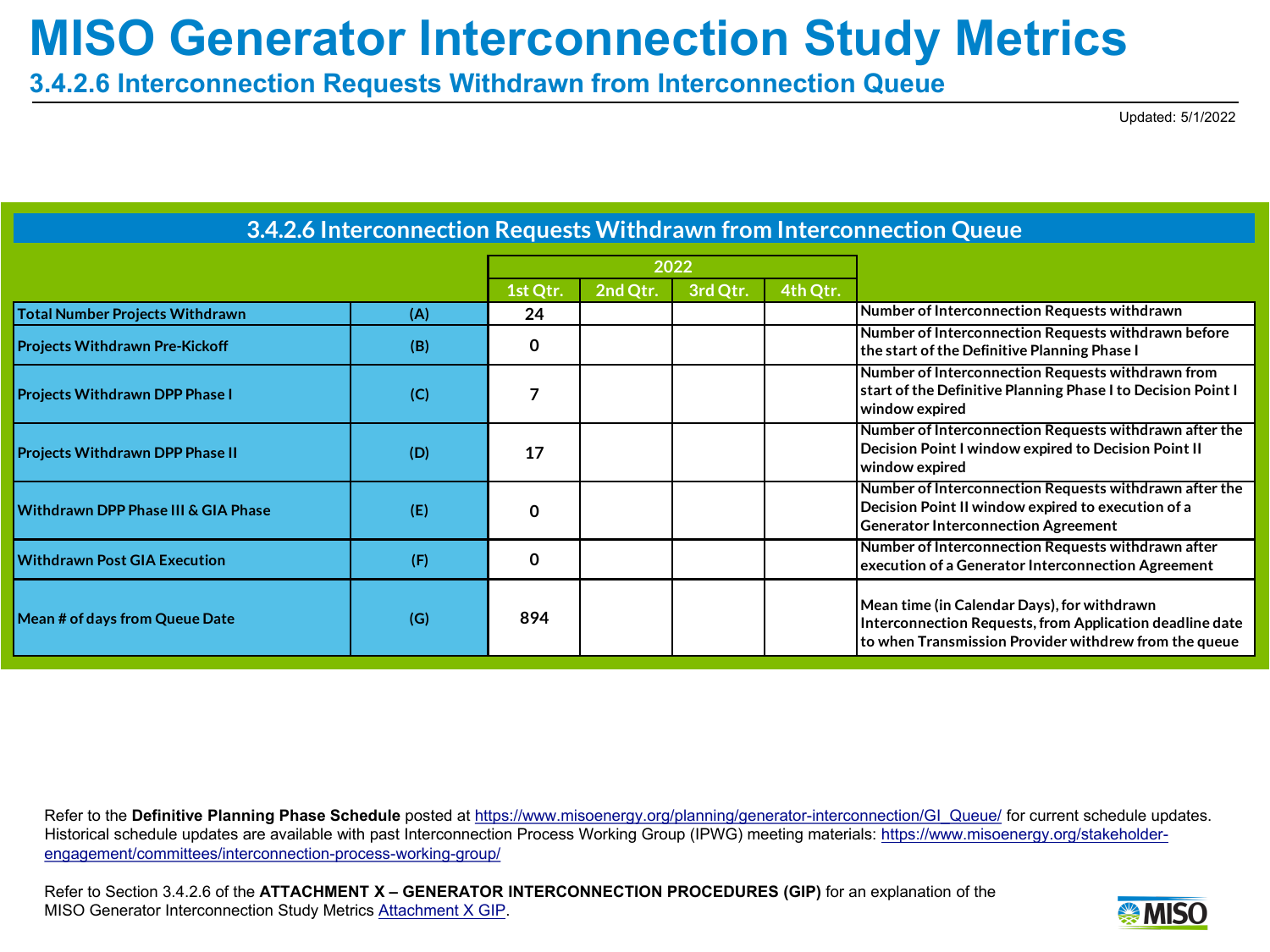# MISO Generator Interconnection Study Metrics

## 3.4.2.6 Interconnection Requests Withdrawn from Interconnection Queue

Updated: 5/1/2022

### 3.4.2.6 Interconnection Requests Withdrawn from Interconnection Queue

| | | 2022 | | | | |
|---|---|---|---|---|---|---|
| | | 1st Qtr. | 2nd Qtr. | 3rd Qtr. | 4th Qtr. | |
| **Total Number Projects Withdrawn** | (A) | 24 | | | | Number of Interconnection Requests withdrawn |
| **Projects Withdrawn Pre-Kickoff** | (B) | 0 | | | | Number of Interconnection Requests withdrawn before the start of the Definitive Planning Phase I |
| **Projects Withdrawn DPP Phase I** | (C) | 7 | | | | Number of Interconnection Requests withdrawn from start of the Definitive Planning Phase I to Decision Point I window expired |
| **Projects Withdrawn DPP Phase II** | (D) | 17 | | | | Number of Interconnection Requests withdrawn after the Decision Point I window expired to Decision Point II window expired |
| **Withdrawn DPP Phase III & GIA Phase** | (E) | 0 | | | | Number of Interconnection Requests withdrawn after the Decision Point II window expired to execution of a Generator Interconnection Agreement |
| **Withdrawn Post GIA Execution** | (F) | 0 | | | | Number of Interconnection Requests withdrawn after execution of a Generator Interconnection Agreement |
| **Mean # of days from Queue Date** | (G) | 894 | | | | Mean time (in Calendar Days), for withdrawn Interconnection Requests, from Application deadline date to when Transmission Provider withdrew from the queue |

Refer to the **Definitive Planning Phase Schedule** posted at https://www.misoenergy.org/planning/generator-interconnection/GI_Queue/ for current schedule updates. Historical schedule updates are available with past Interconnection Process Working Group (IPWG) meeting materials: https://www.misoenergy.org/stakeholder-engagement/committees/interconnection-process-working-group/

Refer to Section 3.4.2.6 of the **ATTACHMENT X – GENERATOR INTERCONNECTION PROCEDURES (GIP)** for an explanation of the MISO Generator Interconnection Study Metrics Attachment X GIP.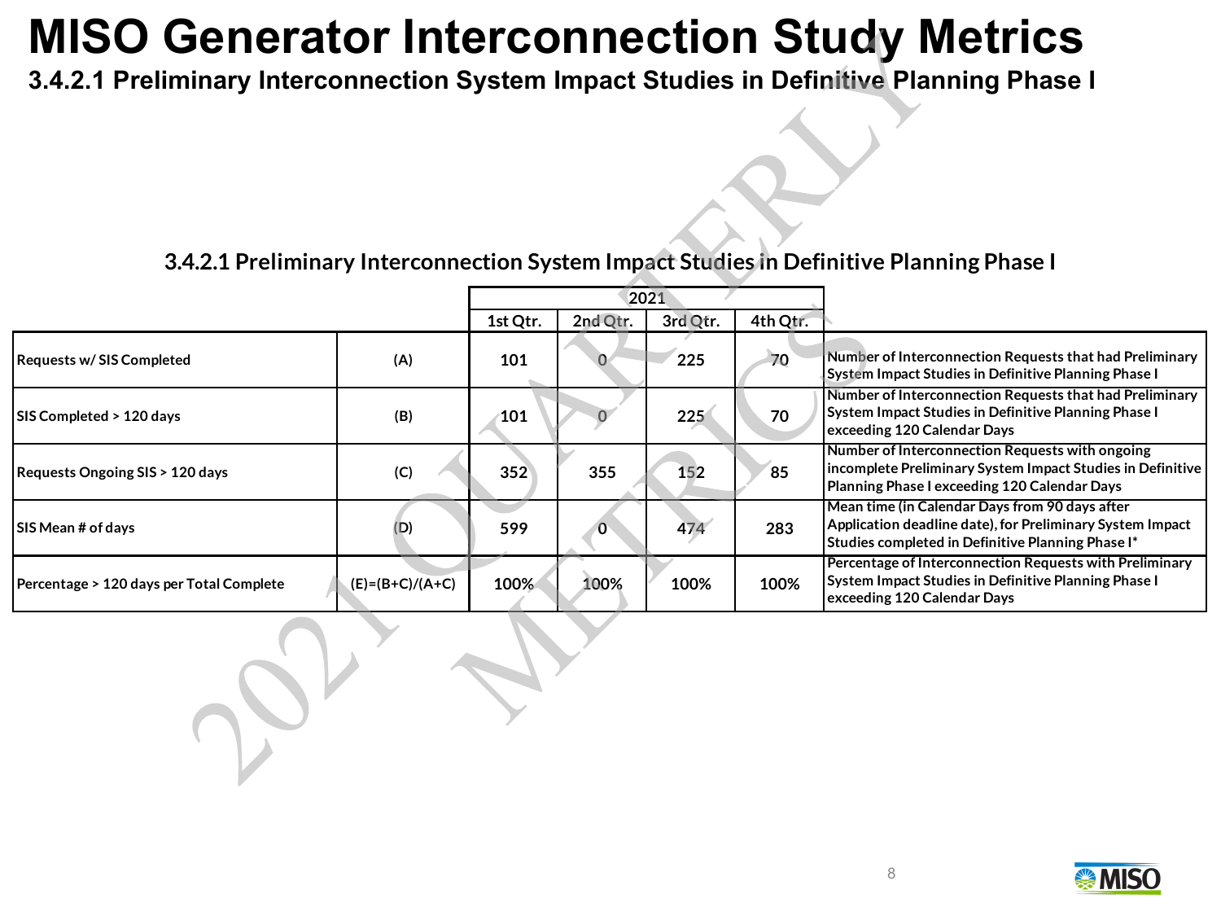# MISO Generator Interconnection Study Metrics

## 3.4.2.1 Preliminary Interconnection System Impact Studies in Definitive Planning Phase I

### 3.4.2.1 Preliminary Interconnection System Impact Studies in Definitive Planning Phase I

| | | 2021 | | | | |
|---|---|---|---|---|---|---|
| | | 1st Qtr. | 2nd Qtr. | 3rd Qtr. | 4th Qtr. | |
| Requests w/ SIS Completed | (A) | 101 | 0 | 225 | 70 | Number of Interconnection Requests that had Preliminary System Impact Studies in Definitive Planning Phase I |
| SIS Completed > 120 days | (B) | 101 | 0 | 225 | 70 | Number of Interconnection Requests that had Preliminary System Impact Studies in Definitive Planning Phase I exceeding 120 Calendar Days |
| Requests Ongoing SIS > 120 days | (C) | 352 | 355 | 152 | 85 | Number of Interconnection Requests with ongoing incomplete Preliminary System Impact Studies in Definitive Planning Phase I exceeding 120 Calendar Days |
| SIS Mean # of days | (D) | 599 | 0 | 474 | 283 | Mean time (in Calendar Days from 90 days after Application deadline date), for Preliminary System Impact Studies completed in Definitive Planning Phase I* |
| Percentage > 120 days per Total Complete | (E)=(B+C)/(A+C) | 100% | 100% | 100% | 100% | Percentage of Interconnection Requests with Preliminary System Impact Studies in Definitive Planning Phase I exceeding 120 Calendar Days |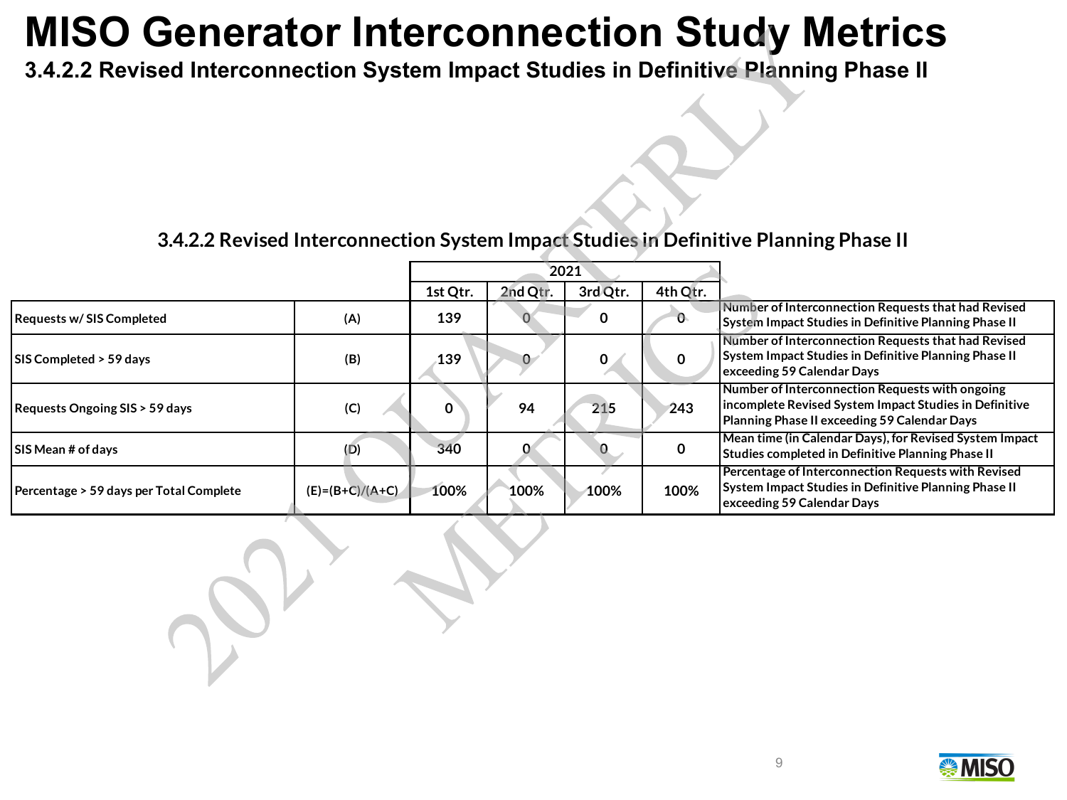# MISO Generator Interconnection Study Metrics

## 3.4.2.2 Revised Interconnection System Impact Studies in Definitive Planning Phase II

### 3.4.2.2 Revised Interconnection System Impact Studies in Definitive Planning Phase II

| | | 2021 | | | | |
|---|---|---|---|---|---|---|
| | | 1st Qtr. | 2nd Qtr. | 3rd Qtr. | 4th Qtr. | |
| Requests w/ SIS Completed | (A) | 139 | 0 | 0 | 0 | Number of Interconnection Requests that had Revised System Impact Studies in Definitive Planning Phase II |
| SIS Completed > 59 days | (B) | 139 | 0 | 0 | 0 | Number of Interconnection Requests that had Revised System Impact Studies in Definitive Planning Phase II exceeding 59 Calendar Days |
| Requests Ongoing SIS > 59 days | (C) | 0 | 94 | 215 | 243 | Number of Interconnection Requests with ongoing incomplete Revised System Impact Studies in Definitive Planning Phase II exceeding 59 Calendar Days |
| SIS Mean # of days | (D) | 340 | 0 | 0 | 0 | Mean time (in Calendar Days), for Revised System Impact Studies completed in Definitive Planning Phase II |
| Percentage > 59 days per Total Complete | (E)=(B+C)/(A+C) | 100% | 100% | 100% | 100% | Percentage of Interconnection Requests with Revised System Impact Studies in Definitive Planning Phase II exceeding 59 Calendar Days |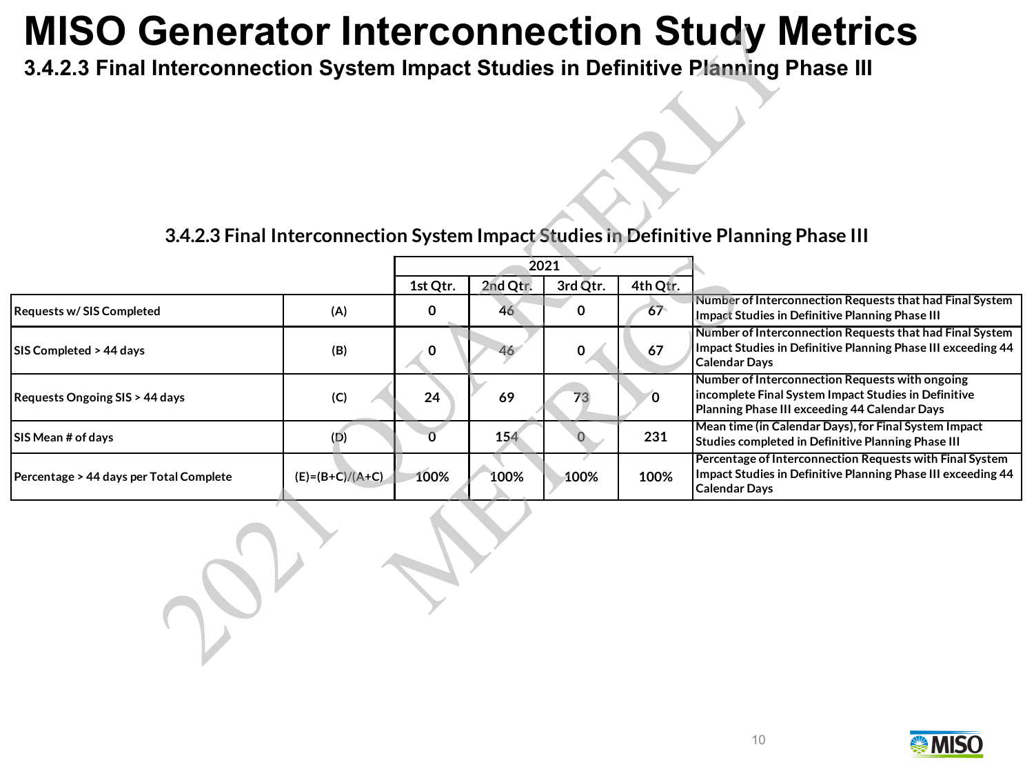# MISO Generator Interconnection Study Metrics

## 3.4.2.3 Final Interconnection System Impact Studies in Definitive Planning Phase III

### 3.4.2.3 Final Interconnection System Impact Studies in Definitive Planning Phase III

| | | 2021 | | | | |
|---|---|---|---|---|---|---|
| | | 1st Qtr. | 2nd Qtr. | 3rd Qtr. | 4th Qtr. | |
| Requests w/ SIS Completed | (A) | 0 | 46 | 0 | 67 | Number of Interconnection Requests that had Final System Impact Studies in Definitive Planning Phase III |
| SIS Completed > 44 days | (B) | 0 | 46 | 0 | 67 | Number of Interconnection Requests that had Final System Impact Studies in Definitive Planning Phase III exceeding 44 Calendar Days |
| Requests Ongoing SIS > 44 days | (C) | 24 | 69 | 73 | 0 | Number of Interconnection Requests with ongoing incomplete Final System Impact Studies in Definitive Planning Phase III exceeding 44 Calendar Days |
| SIS Mean # of days | (D) | 0 | 154 | 0 | 231 | Mean time (in Calendar Days), for Final System Impact Studies completed in Definitive Planning Phase III |
| Percentage > 44 days per Total Complete | (E)=(B+C)/(A+C) | 100% | 100% | 100% | 100% | Percentage of Interconnection Requests with Final System Impact Studies in Definitive Planning Phase III exceeding 44 Calendar Days |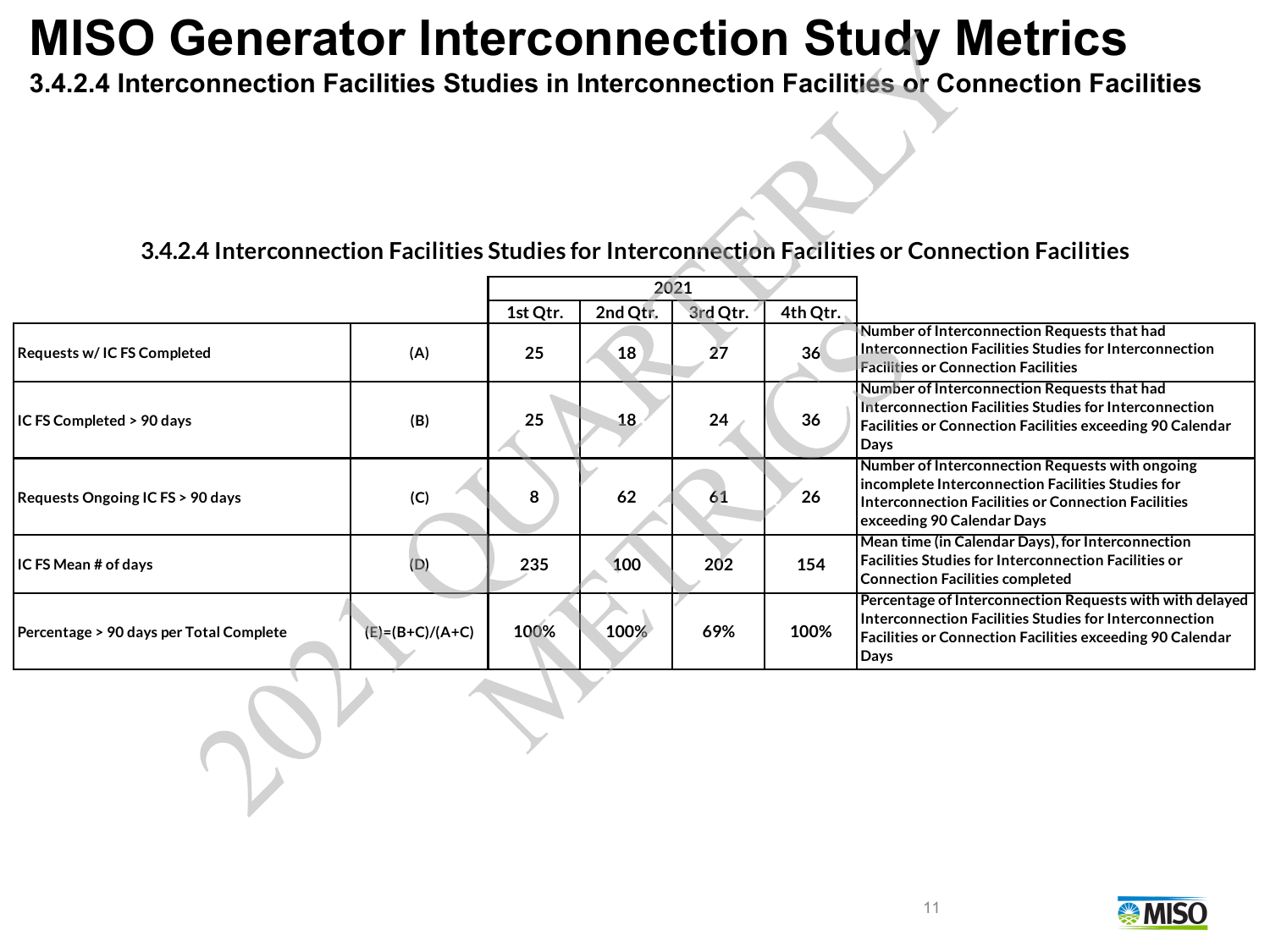# MISO Generator Interconnection Study Metrics

## 3.4.2.4 Interconnection Facilities Studies in Interconnection Facilities or Connection Facilities

### 3.4.2.4 Interconnection Facilities Studies for Interconnection Facilities or Connection Facilities

| | | 2021 | | | | |
|---|---|---|---|---|---|---|
| | | 1st Qtr. | 2nd Qtr. | 3rd Qtr. | 4th Qtr. | |
| Requests w/ IC FS Completed | (A) | 25 | 18 | 27 | 36 | Number of Interconnection Requests that had Interconnection Facilities Studies for Interconnection Facilities or Connection Facilities |
| IC FS Completed > 90 days | (B) | 25 | 18 | 24 | 36 | Number of Interconnection Requests that had Interconnection Facilities Studies for Interconnection Facilities or Connection Facilities exceeding 90 Calendar Days |
| Requests Ongoing IC FS > 90 days | (C) | 8 | 62 | 61 | 26 | Number of Interconnection Requests with ongoing incomplete Interconnection Facilities Studies for Interconnection Facilities or Connection Facilities exceeding 90 Calendar Days |
| IC FS Mean # of days | (D) | 235 | 100 | 202 | 154 | Mean time (in Calendar Days), for Interconnection Facilities Studies for Interconnection Facilities or Connection Facilities completed |
| Percentage > 90 days per Total Complete | (E)=(B+C)/(A+C) | 100% | 100% | 69% | 100% | Percentage of Interconnection Requests with with delayed Interconnection Facilities Studies for Interconnection Facilities or Connection Facilities exceeding 90 Calendar Days |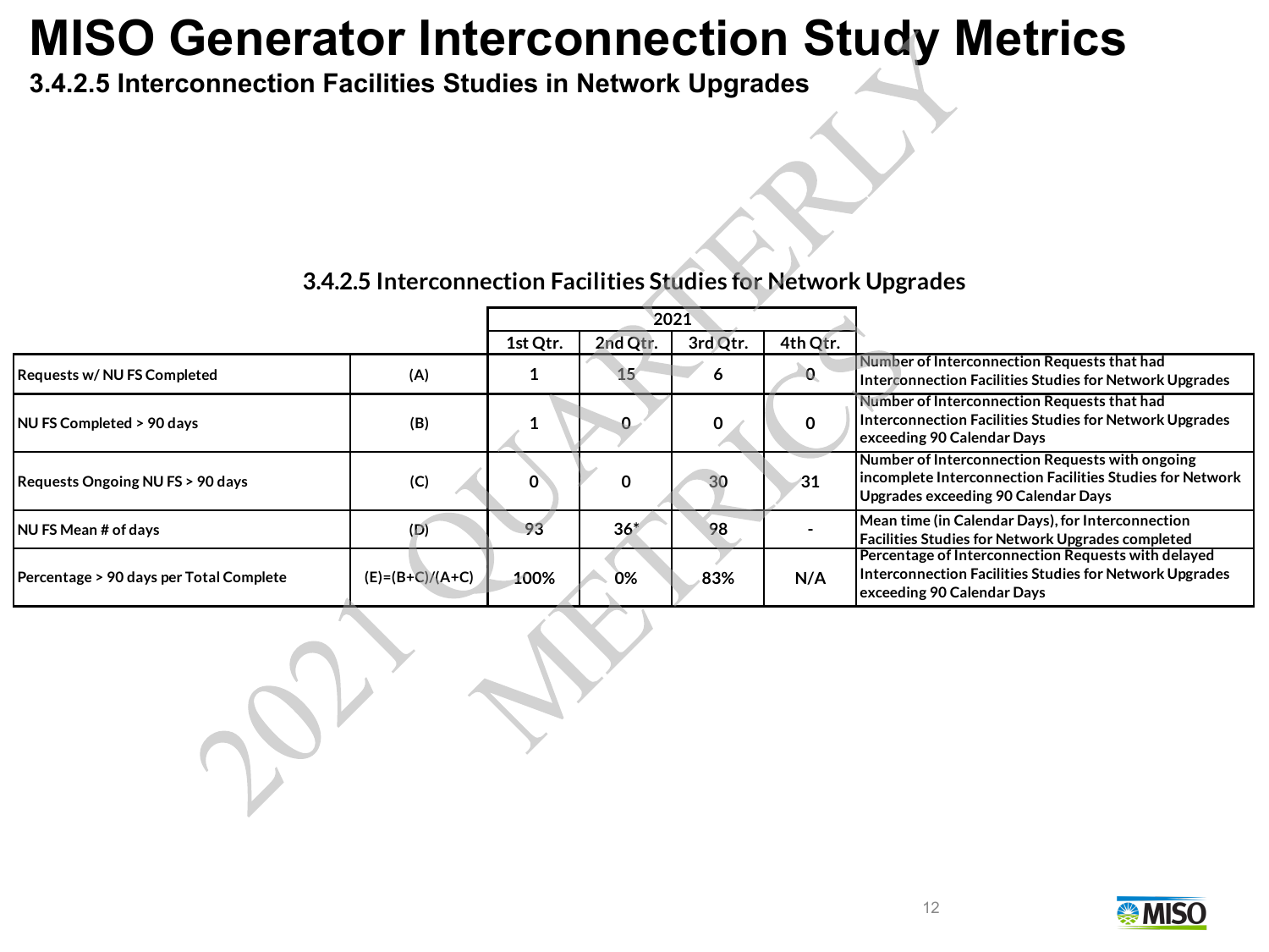# MISO Generator Interconnection Study Metrics

## 3.4.2.5 Interconnection Facilities Studies in Network Upgrades

### 3.4.2.5 Interconnection Facilities Studies for Network Upgrades

| | | 2021 | | | | |
|---|---|---|---|---|---|---|
| | | 1st Qtr. | 2nd Qtr. | 3rd Qtr. | 4th Qtr. | |
| Requests w/ NU FS Completed | (A) | 1 | 15 | 6 | 0 | Number of Interconnection Requests that had Interconnection Facilities Studies for Network Upgrades |
| NU FS Completed > 90 days | (B) | 1 | 0 | 0 | 0 | Number of Interconnection Requests that had Interconnection Facilities Studies for Network Upgrades exceeding 90 Calendar Days |
| Requests Ongoing NU FS > 90 days | (C) | 0 | 0 | 30 | 31 | Number of Interconnection Requests with ongoing incomplete Interconnection Facilities Studies for Network Upgrades exceeding 90 Calendar Days |
| NU FS Mean # of days | (D) | 93 | 36* | 98 | - | Mean time (in Calendar Days), for Interconnection Facilities Studies for Network Upgrades completed |
| Percentage > 90 days per Total Complete | (E)=(B+C)/(A+C) | 100% | 0% | 83% | N/A | Percentage of Interconnection Requests with delayed Interconnection Facilities Studies for Network Upgrades exceeding 90 Calendar Days |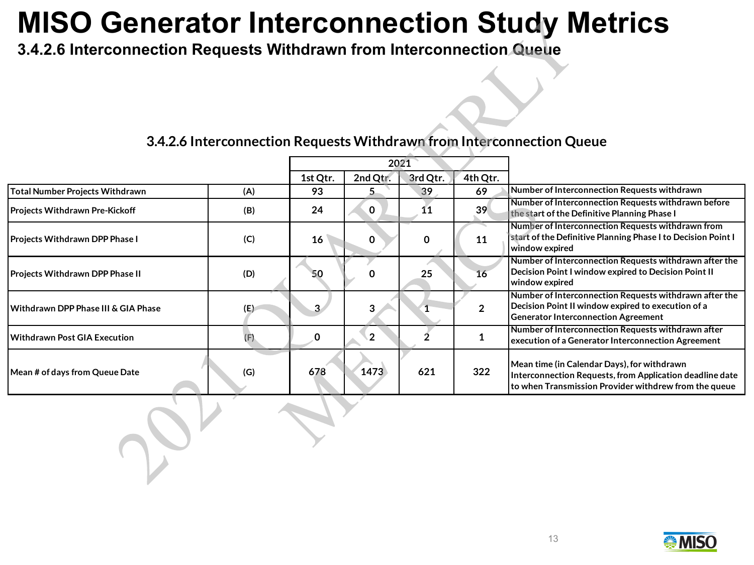# MISO Generator Interconnection Study Metrics

## 3.4.2.6 Interconnection Requests Withdrawn from Interconnection Queue

### 3.4.2.6 Interconnection Requests Withdrawn from Interconnection Queue

| | | 2021 | | | | |
|---|---|---|---|---|---|---|
| | | 1st Qtr. | 2nd Qtr. | 3rd Qtr. | 4th Qtr. | |
| Total Number Projects Withdrawn | (A) | 93 | 5 | 39 | 69 | Number of Interconnection Requests withdrawn |
| Projects Withdrawn Pre-Kickoff | (B) | 24 | 0 | 11 | 39 | Number of Interconnection Requests withdrawn before the start of the Definitive Planning Phase I |
| Projects Withdrawn DPP Phase I | (C) | 16 | 0 | 0 | 11 | Number of Interconnection Requests withdrawn from start of the Definitive Planning Phase I to Decision Point I window expired |
| Projects Withdrawn DPP Phase II | (D) | 50 | 0 | 25 | 16 | Number of Interconnection Requests withdrawn after the Decision Point I window expired to Decision Point II window expired |
| Withdrawn DPP Phase III & GIA Phase | (E) | 3 | 3 | 1 | 2 | Number of Interconnection Requests withdrawn after the Decision Point II window expired to execution of a Generator Interconnection Agreement |
| Withdrawn Post GIA Execution | (F) | 0 | 2 | 2 | 1 | Number of Interconnection Requests withdrawn after execution of a Generator Interconnection Agreement |
| Mean # of days from Queue Date | (G) | 678 | 1473 | 621 | 322 | Mean time (in Calendar Days), for withdrawn Interconnection Requests, from Application deadline date to when Transmission Provider withdrew from the queue |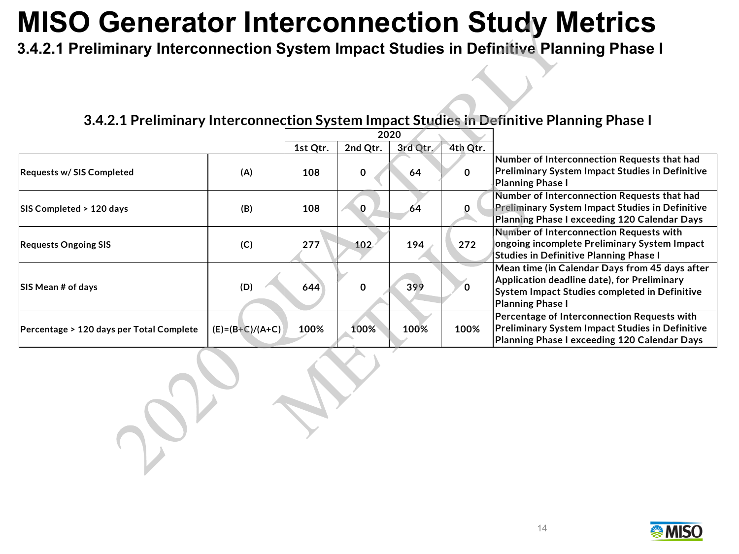# MISO Generator Interconnection Study Metrics

## 3.4.2.1 Preliminary Interconnection System Impact Studies in Definitive Planning Phase I

### 3.4.2.1 Preliminary Interconnection System Impact Studies in Definitive Planning Phase I

| | | 2020 | | | | |
|---|---|---|---|---|---|---|
| | | 1st Qtr. | 2nd Qtr. | 3rd Qtr. | 4th Qtr. | |
| Requests w/ SIS Completed | (A) | 108 | 0 | 64 | 0 | Number of Interconnection Requests that had Preliminary System Impact Studies in Definitive Planning Phase I |
| SIS Completed > 120 days | (B) | 108 | 0 | 64 | 0 | Number of Interconnection Requests that had Preliminary System Impact Studies in Definitive Planning Phase I exceeding 120 Calendar Days |
| Requests Ongoing SIS | (C) | 277 | 102 | 194 | 272 | Number of Interconnection Requests with ongoing incomplete Preliminary System Impact Studies in Definitive Planning Phase I |
| SIS Mean # of days | (D) | 644 | 0 | 399 | 0 | Mean time (in Calendar Days from 45 days after Application deadline date), for Preliminary System Impact Studies completed in Definitive Planning Phase I |
| Percentage > 120 days per Total Complete | (E)=(B+C)/(A+C) | 100% | 100% | 100% | 100% | Percentage of Interconnection Requests with Preliminary System Impact Studies in Definitive Planning Phase I exceeding 120 Calendar Days |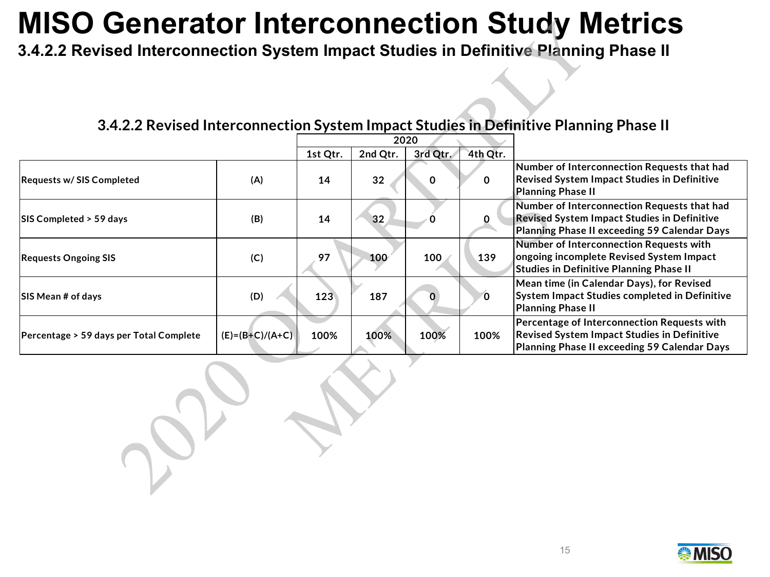# MISO Generator Interconnection Study Metrics

## 3.4.2.2 Revised Interconnection System Impact Studies in Definitive Planning Phase II

### 3.4.2.2 Revised Interconnection System Impact Studies in Definitive Planning Phase II

| | | 2020 | | | | |
|---|---|---|---|---|---|---|
| | | 1st Qtr. | 2nd Qtr. | 3rd Qtr. | 4th Qtr. | |
| Requests w/ SIS Completed | (A) | 14 | 32 | 0 | 0 | Number of Interconnection Requests that had Revised System Impact Studies in Definitive Planning Phase II |
| SIS Completed > 59 days | (B) | 14 | 32 | 0 | 0 | Number of Interconnection Requests that had Revised System Impact Studies in Definitive Planning Phase II exceeding 59 Calendar Days |
| Requests Ongoing SIS | (C) | 97 | 100 | 100 | 139 | Number of Interconnection Requests with ongoing incomplete Revised System Impact Studies in Definitive Planning Phase II |
| SIS Mean # of days | (D) | 123 | 187 | 0 | 0 | Mean time (in Calendar Days), for Revised System Impact Studies completed in Definitive Planning Phase II |
| Percentage > 59 days per Total Complete | (E)=(B+C)/(A+C) | 100% | 100% | 100% | 100% | Percentage of Interconnection Requests with Revised System Impact Studies in Definitive Planning Phase II exceeding 59 Calendar Days |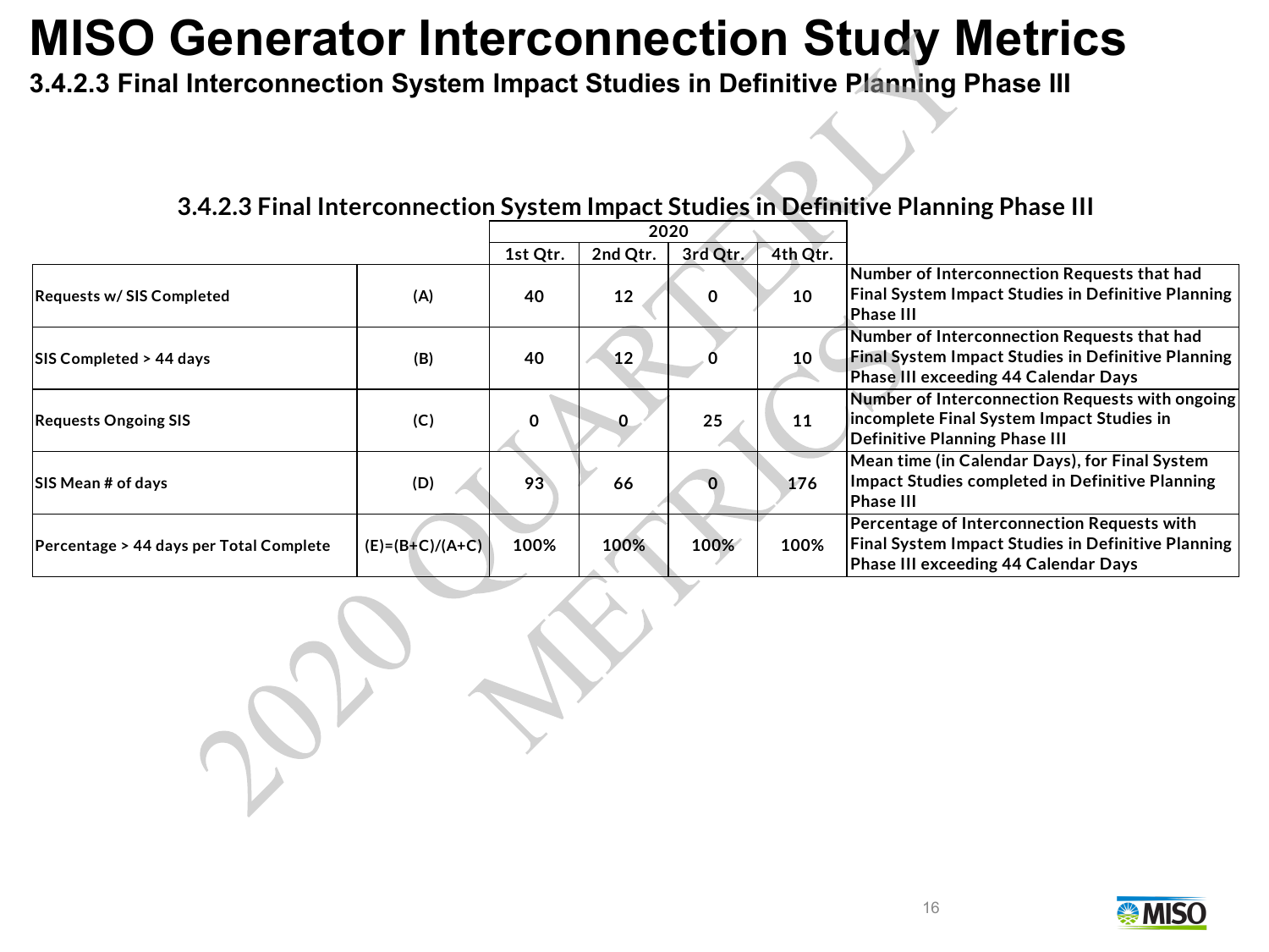# MISO Generator Interconnection Study Metrics

## 3.4.2.3 Final Interconnection System Impact Studies in Definitive Planning Phase III

### 3.4.2.3 Final Interconnection System Impact Studies in Definitive Planning Phase III

| | | 2020 | | | | |
|---|---|---|---|---|---|---|
| | | 1st Qtr. | 2nd Qtr. | 3rd Qtr. | 4th Qtr. | |
| Requests w/ SIS Completed | (A) | 40 | 12 | 0 | 10 | Number of Interconnection Requests that had Final System Impact Studies in Definitive Planning Phase III |
| SIS Completed > 44 days | (B) | 40 | 12 | 0 | 10 | Number of Interconnection Requests that had Final System Impact Studies in Definitive Planning Phase III exceeding 44 Calendar Days |
| Requests Ongoing SIS | (C) | 0 | 0 | 25 | 11 | Number of Interconnection Requests with ongoing incomplete Final System Impact Studies in Definitive Planning Phase III |
| SIS Mean # of days | (D) | 93 | 66 | 0 | 176 | Mean time (in Calendar Days), for Final System Impact Studies completed in Definitive Planning Phase III |
| Percentage > 44 days per Total Complete | (E)=(B+C)/(A+C) | 100% | 100% | 100% | 100% | Percentage of Interconnection Requests with Final System Impact Studies in Definitive Planning Phase III exceeding 44 Calendar Days |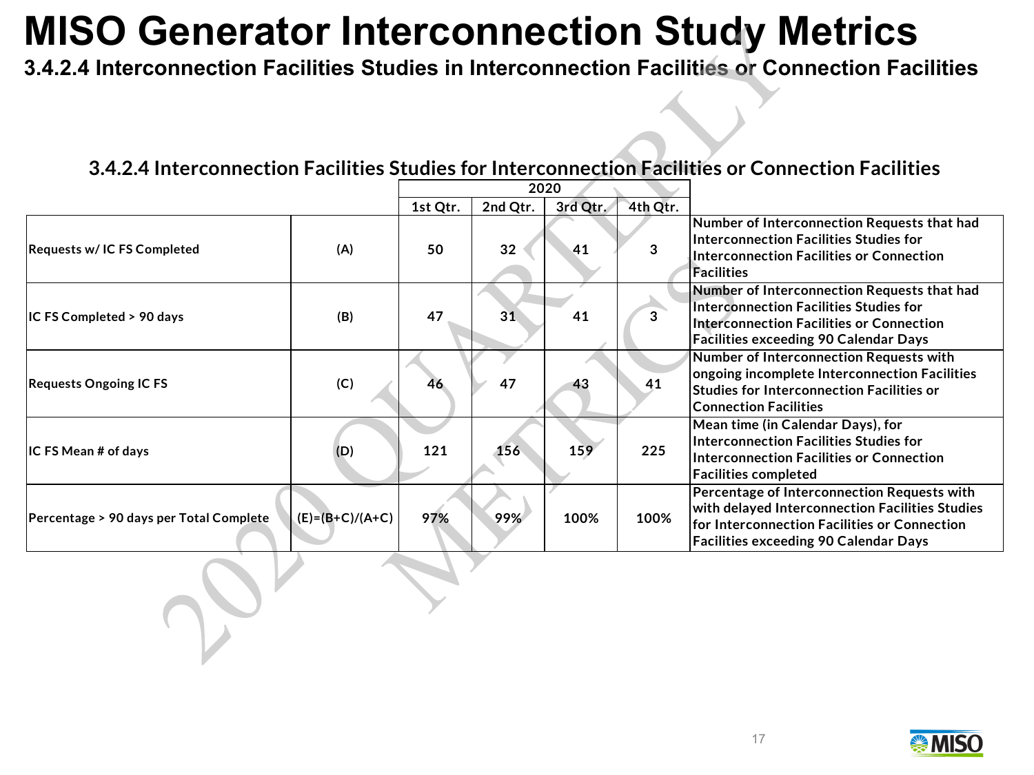# MISO Generator Interconnection Study Metrics

## 3.4.2.4 Interconnection Facilities Studies in Interconnection Facilities or Connection Facilities

### 3.4.2.4 Interconnection Facilities Studies for Interconnection Facilities or Connection Facilities

| | | 2020 | | | | |
|---|---|---|---|---|---|---|
| | | 1st Qtr. | 2nd Qtr. | 3rd Qtr. | 4th Qtr. | |
| Requests w/ IC FS Completed | (A) | 50 | 32 | 41 | 3 | Number of Interconnection Requests that had Interconnection Facilities Studies for Interconnection Facilities or Connection Facilities |
| IC FS Completed > 90 days | (B) | 47 | 31 | 41 | 3 | Number of Interconnection Requests that had Interconnection Facilities Studies for Interconnection Facilities or Connection Facilities exceeding 90 Calendar Days |
| Requests Ongoing IC FS | (C) | 46 | 47 | 43 | 41 | Number of Interconnection Requests with ongoing incomplete Interconnection Facilities Studies for Interconnection Facilities or Connection Facilities |
| IC FS Mean # of days | (D) | 121 | 156 | 159 | 225 | Mean time (in Calendar Days), for Interconnection Facilities Studies for Interconnection Facilities or Connection Facilities completed |
| Percentage > 90 days per Total Complete | (E)=(B+C)/(A+C) | 97% | 99% | 100% | 100% | Percentage of Interconnection Requests with with delayed Interconnection Facilities Studies for Interconnection Facilities or Connection Facilities exceeding 90 Calendar Days |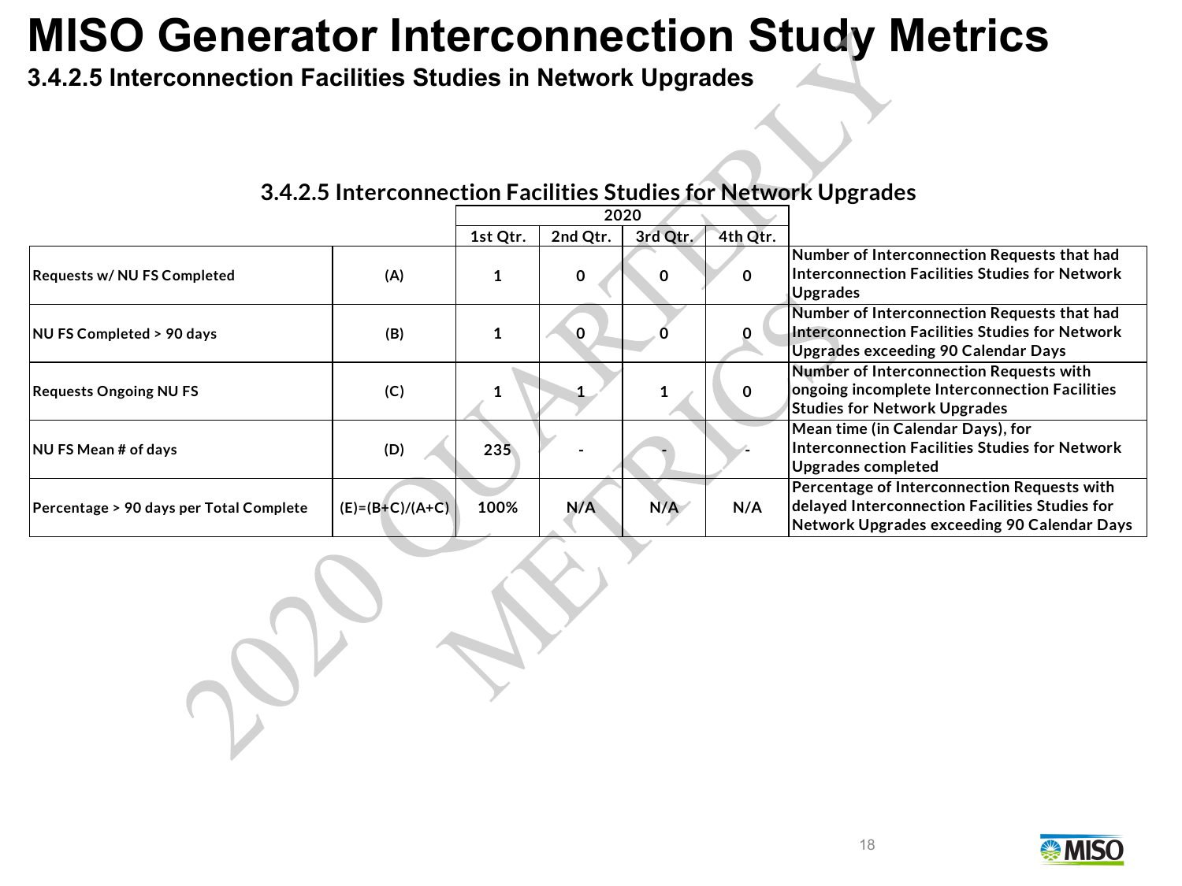# MISO Generator Interconnection Study Metrics

## 3.4.2.5 Interconnection Facilities Studies in Network Upgrades

### 3.4.2.5 Interconnection Facilities Studies for Network Upgrades

| | | 2020 | | | | |
|---|---|---|---|---|---|---|
| | | 1st Qtr. | 2nd Qtr. | 3rd Qtr. | 4th Qtr. | |
| Requests w/ NU FS Completed | (A) | 1 | 0 | 0 | 0 | Number of Interconnection Requests that had Interconnection Facilities Studies for Network Upgrades |
| NU FS Completed > 90 days | (B) | 1 | 0 | 0 | 0 | Number of Interconnection Requests that had Interconnection Facilities Studies for Network Upgrades exceeding 90 Calendar Days |
| Requests Ongoing NU FS | (C) | 1 | 1 | 1 | 0 | Number of Interconnection Requests with ongoing incomplete Interconnection Facilities Studies for Network Upgrades |
| NU FS Mean # of days | (D) | 235 | - | - | - | Mean time (in Calendar Days), for Interconnection Facilities Studies for Network Upgrades completed |
| Percentage > 90 days per Total Complete | (E)=(B+C)/(A+C) | 100% | N/A | N/A | N/A | Percentage of Interconnection Requests with delayed Interconnection Facilities Studies for Network Upgrades exceeding 90 Calendar Days |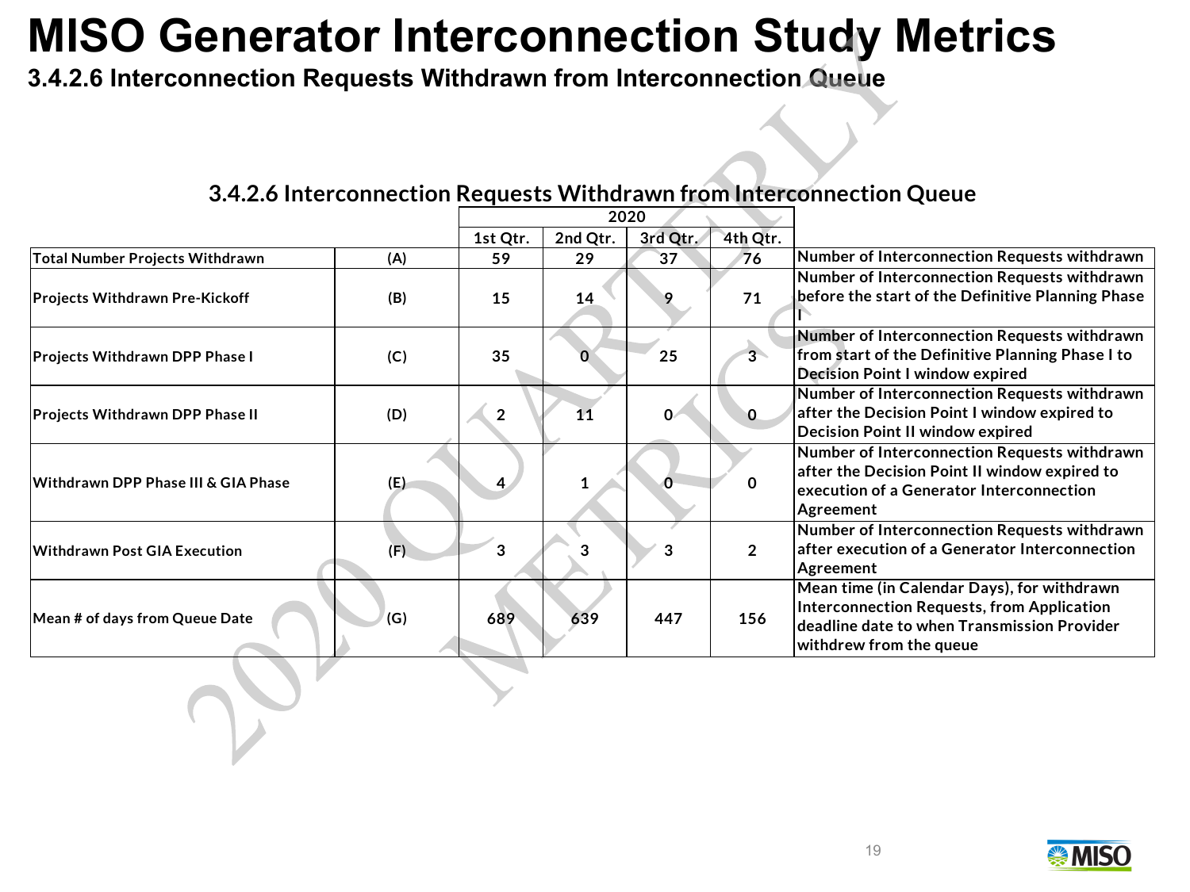# MISO Generator Interconnection Study Metrics

## 3.4.2.6 Interconnection Requests Withdrawn from Interconnection Queue

### 3.4.2.6 Interconnection Requests Withdrawn from Interconnection Queue

| | | 2020 | | | | |
|---|---|---|---|---|---|---|
| | | 1st Qtr. | 2nd Qtr. | 3rd Qtr. | 4th Qtr. | |
| Total Number Projects Withdrawn | (A) | 59 | 29 | 37 | 76 | Number of Interconnection Requests withdrawn |
| Projects Withdrawn Pre-Kickoff | (B) | 15 | 14 | 9 | 71 | Number of Interconnection Requests withdrawn before the start of the Definitive Planning Phase I |
| Projects Withdrawn DPP Phase I | (C) | 35 | 0 | 25 | 3 | Number of Interconnection Requests withdrawn from start of the Definitive Planning Phase I to Decision Point I window expired |
| Projects Withdrawn DPP Phase II | (D) | 2 | 11 | 0 | 0 | Number of Interconnection Requests withdrawn after the Decision Point I window expired to Decision Point II window expired |
| Withdrawn DPP Phase III & GIA Phase | (E) | 4 | 1 | 0 | 0 | Number of Interconnection Requests withdrawn after the Decision Point II window expired to execution of a Generator Interconnection Agreement |
| Withdrawn Post GIA Execution | (F) | 3 | 3 | 3 | 2 | Number of Interconnection Requests withdrawn after execution of a Generator Interconnection Agreement |
| Mean # of days from Queue Date | (G) | 689 | 639 | 447 | 156 | Mean time (in Calendar Days), for withdrawn Interconnection Requests, from Application deadline date to when Transmission Provider withdrew from the queue |